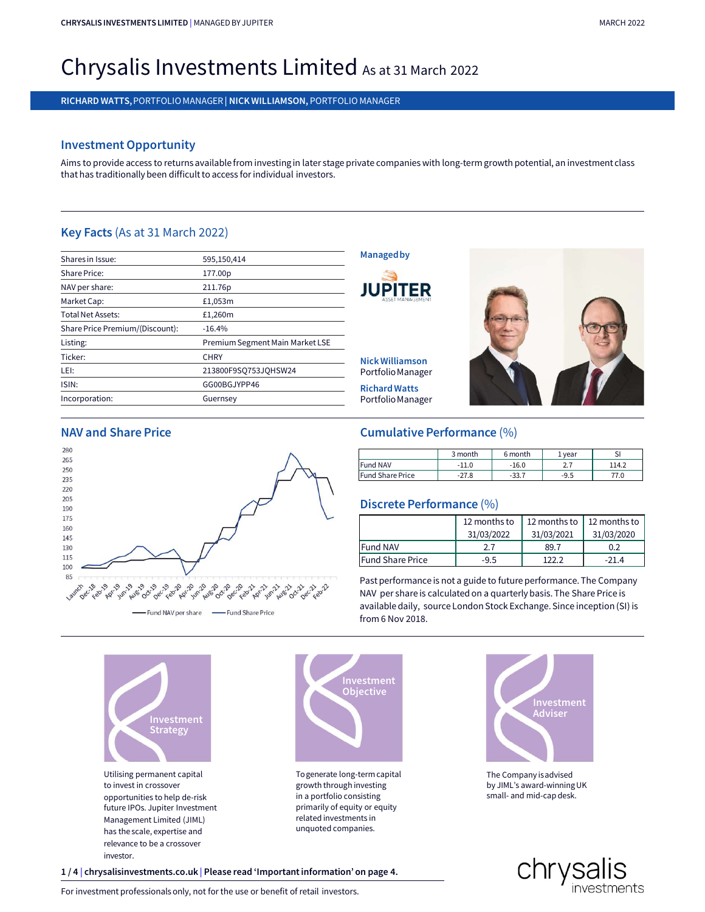# Chrysalis Investments Limited As at 31 March 2022

**RICHARD WATTS,** PORTFOLIO MANAGER | **NICK WILLIAMSON,** PORTFOLIO MANAGER

## Investment Opportunity

Aims to provide access to returns available from investing in later stage private companies with long-term growth potential, an investment class that has traditionally been difficult to access for individual investors.

## Key Facts (As at 31 March 2022)

| | |
|---|---|
| Shares in Issue: | 595,150,414 |
| Share Price: | 177.00p |
| NAV per share: | 211.76p |
| Market Cap: | £1,053m |
| Total Net Assets: | £1,260m |
| Share Price Premium/(Discount): | -16.4% |
| Listing: | Premium Segment Main Market LSE |
| Ticker: | CHRY |
| LEI: | 213800F9SQ753JQHSW24 |
| ISIN: | GG00BGJYPP46 |
| Incorporation: | Guernsey |

**Managed by**

JUPITER ASSET MANAGEMENT

**Nick Williamson**
Portfolio Manager

**Richard Watts**
Portfolio Manager

## NAV and Share Price

Fund NAV per share — Fund Share Price

## Cumulative Performance (%)

| | 3 month | 6 month | 1 year | SI |
|---|---|---|---|---|
| Fund NAV | -11.0 | -16.0 | 2.7 | 114.2 |
| Fund Share Price | -27.8 | -33.7 | -9.5 | 77.0 |

## Discrete Performance (%)

| | 12 months to 31/03/2022 | 12 months to 31/03/2021 | 12 months to 31/03/2020 |
|---|---|---|---|
| Fund NAV | 2.7 | 89.7 | 0.2 |
| Fund Share Price | -9.5 | 122.2 | -21.4 |

Past performance is not a guide to future performance. The Company NAV per share is calculated on a quarterly basis. The Share Price is available daily, source London Stock Exchange. Since inception (SI) is from 6 Nov 2018.

### Investment Strategy

Utilising permanent capital to invest in crossover opportunities to help de-risk future IPOs. Jupiter Investment Management Limited (JIML) has the scale, expertise and relevance to be a crossover investor.

### Investment Objective

To generate long-term capital growth through investing in a portfolio consisting primarily of equity or equity related investments in unquoted companies.

### Investment Adviser

The Company is advised by JIML's award-winning UK small- and mid-cap desk.

**chrysalisinvestments.co.uk | Please read 'Important information' on page 4.**

For investment professionals only, not for the use or benefit of retail investors.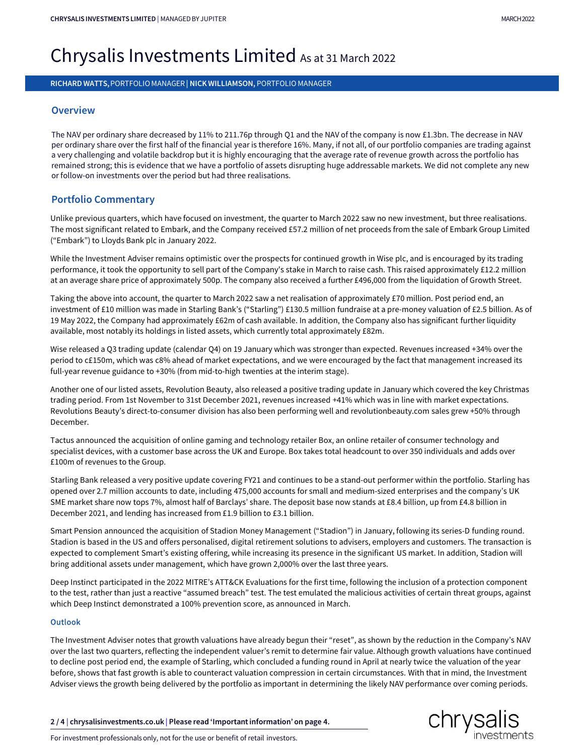# Chrysalis Investments Limited As at 31 March 2022

**RICHARD WATTS,** PORTFOLIO MANAGER | **NICK WILLIAMSON,** PORTFOLIO MANAGER

## Overview

The NAV per ordinary share decreased by 11% to 211.76p through Q1 and the NAV of the company is now £1.3bn. The decrease in NAV per ordinary share over the first half of the financial year is therefore 16%. Many, if not all, of our portfolio companies are trading against a very challenging and volatile backdrop but it is highly encouraging that the average rate of revenue growth across the portfolio has remained strong; this is evidence that we have a portfolio of assets disrupting huge addressable markets. We did not complete any new or follow-on investments over the period but had three realisations.

## Portfolio Commentary

Unlike previous quarters, which have focused on investment, the quarter to March 2022 saw no new investment, but three realisations. The most significant related to Embark, and the Company received £57.2 million of net proceeds from the sale of Embark Group Limited ("Embark") to Lloyds Bank plc in January 2022.

While the Investment Adviser remains optimistic over the prospects for continued growth in Wise plc, and is encouraged by its trading performance, it took the opportunity to sell part of the Company's stake in March to raise cash. This raised approximately £12.2 million at an average share price of approximately 500p. The company also received a further £496,000 from the liquidation of Growth Street.

Taking the above into account, the quarter to March 2022 saw a net realisation of approximately £70 million. Post period end, an investment of £10 million was made in Starling Bank's ("Starling") £130.5 million fundraise at a pre-money valuation of £2.5 billion. As of 19 May 2022, the Company had approximately £62m of cash available. In addition, the Company also has significant further liquidity available, most notably its holdings in listed assets, which currently total approximately £82m.

Wise released a Q3 trading update (calendar Q4) on 19 January which was stronger than expected. Revenues increased +34% over the period to c£150m, which was c8% ahead of market expectations, and we were encouraged by the fact that management increased its full-year revenue guidance to +30% (from mid-to-high twenties at the interim stage).

Another one of our listed assets, Revolution Beauty, also released a positive trading update in January which covered the key Christmas trading period. From 1st November to 31st December 2021, revenues increased +41% which was in line with market expectations. Revolutions Beauty's direct-to-consumer division has also been performing well and revolutionbeauty.com sales grew +50% through December.

Tactus announced the acquisition of online gaming and technology retailer Box, an online retailer of consumer technology and specialist devices, with a customer base across the UK and Europe. Box takes total headcount to over 350 individuals and adds over £100m of revenues to the Group.

Starling Bank released a very positive update covering FY21 and continues to be a stand-out performer within the portfolio. Starling has opened over 2.7 million accounts to date, including 475,000 accounts for small and medium-sized enterprises and the company's UK SME market share now tops 7%, almost half of Barclays' share. The deposit base now stands at £8.4 billion, up from £4.8 billion in December 2021, and lending has increased from £1.9 billion to £3.1 billion.

Smart Pension announced the acquisition of Stadion Money Management ("Stadion") in January, following its series-D funding round. Stadion is based in the US and offers personalised, digital retirement solutions to advisers, employers and customers. The transaction is expected to complement Smart's existing offering, while increasing its presence in the significant US market. In addition, Stadion will bring additional assets under management, which have grown 2,000% over the last three years.

Deep Instinct participated in the 2022 MITRE's ATT&CK Evaluations for the first time, following the inclusion of a protection component to the test, rather than just a reactive "assumed breach" test. The test emulated the malicious activities of certain threat groups, against which Deep Instinct demonstrated a 100% prevention score, as announced in March.

### Outlook

The Investment Adviser notes that growth valuations have already begun their "reset", as shown by the reduction in the Company's NAV over the last two quarters, reflecting the independent valuer's remit to determine fair value. Although growth valuations have continued to decline post period end, the example of Starling, which concluded a funding round in April at nearly twice the valuation of the year before, shows that fast growth is able to counteract valuation compression in certain circumstances. With that in mind, the Investment Adviser views the growth being delivered by the portfolio as important in determining the likely NAV performance over coming periods.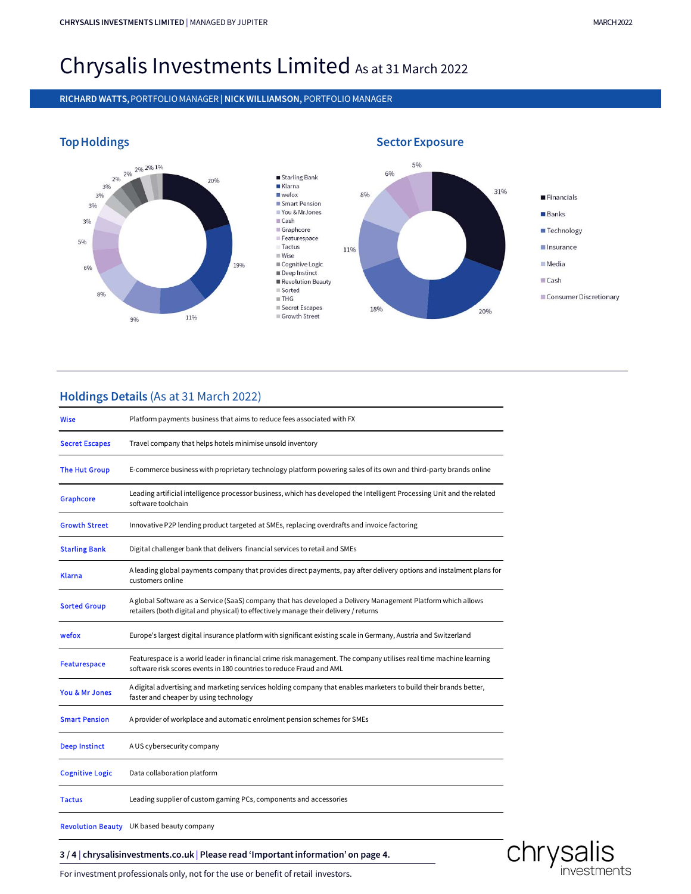# Chrysalis Investments Limited As at 31 March 2022

**RICHARD WATTS,** PORTFOLIO MANAGER | **NICK WILLIAMSON,** PORTFOLIO MANAGER

## Top Holdings

| Holding | % |
|---|---|
| Starling Bank | 20% |
| Klarna | 19% |
| wefox | 11% |
| Smart Pension | 9% |
| You & Mr Jones | 8% |
| Cash | 6% |
| Graphcore | 5% |
| Featurespace | 3% |
| Tactus | 3% |
| Wise | 3% |
| Cognitive Logic | 3% |
| Deep Instinct | 2% |
| Revolution Beauty | 2% |
| Sorted | 2% |
| THG | 2% |
| Secret Escapes | 2% |
| Growth Street | 1% |

## Sector Exposure

| Sector | % |
|---|---|
| Financials | 31% |
| Banks | 20% |
| Technology | 18% |
| Insurance | 11% |
| Media | 8% |
| Cash | 6% |
| Consumer Discretionary | 5% |

## Holdings Details (As at 31 March 2022)

| Company | Description |
|---|---|
| Wise | Platform payments business that aims to reduce fees associated with FX |
| Secret Escapes | Travel company that helps hotels minimise unsold inventory |
| The Hut Group | E-commerce business with proprietary technology platform powering sales of its own and third-party brands online |
| Graphcore | Leading artificial intelligence processor business, which has developed the Intelligent Processing Unit and the related software toolchain |
| Growth Street | Innovative P2P lending product targeted at SMEs, replacing overdrafts and invoice factoring |
| Starling Bank | Digital challenger bank that delivers financial services to retail and SMEs |
| Klarna | A leading global payments company that provides direct payments, pay after delivery options and instalment plans for customers online |
| Sorted Group | A global Software as a Service (SaaS) company that has developed a Delivery Management Platform which allows retailers (both digital and physical) to effectively manage their delivery / returns |
| wefox | Europe's largest digital insurance platform with significant existing scale in Germany, Austria and Switzerland |
| Featurespace | Featurespace is a world leader in financial crime risk management. The company utilises real time machine learning software risk scores events in 180 countries to reduce Fraud and AML |
| You & Mr Jones | A digital advertising and marketing services holding company that enables marketers to build their brands better, faster and cheaper by using technology |
| Smart Pension | A provider of workplace and automatic enrolment pension schemes for SMEs |
| Deep Instinct | A US cybersecurity company |
| Cognitive Logic | Data collaboration platform |
| Tactus | Leading supplier of custom gaming PCs, components and accessories |
| Revolution Beauty | UK based beauty company |

**chrysalisinvestments.co.uk | Please read 'Important information' on page 4.**

For investment professionals only, not for the use or benefit of retail investors.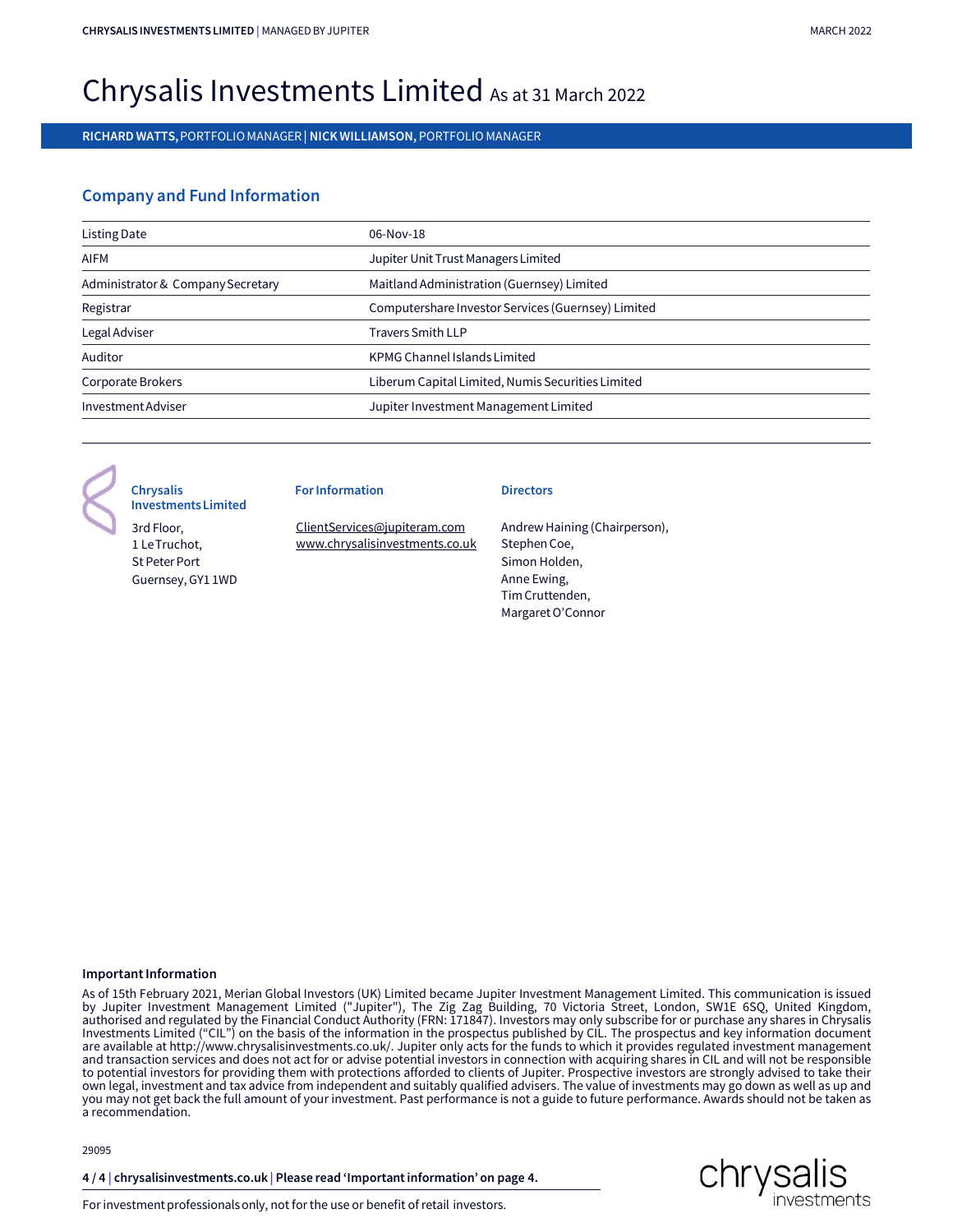# Chrysalis Investments Limited As at 31 March 2022

**RICHARD WATTS,** PORTFOLIO MANAGER | **NICK WILLIAMSON,** PORTFOLIO MANAGER

## Company and Fund Information

| | |
|---|---|
| Listing Date | 06-Nov-18 |
| AIFM | Jupiter Unit Trust Managers Limited |
| Administrator & Company Secretary | Maitland Administration (Guernsey) Limited |
| Registrar | Computershare Investor Services (Guernsey) Limited |
| Legal Adviser | Travers Smith LLP |
| Auditor | KPMG Channel Islands Limited |
| Corporate Brokers | Liberum Capital Limited, Numis Securities Limited |
| Investment Adviser | Jupiter Investment Management Limited |

**Chrysalis Investments Limited**

3rd Floor,
1 Le Truchot,
St Peter Port
Guernsey, GY1 1WD

**For Information**

ClientServices@jupiteram.com
www.chrysalisinvestments.co.uk

**Directors**

Andrew Haining (Chairperson),
Stephen Coe,
Simon Holden,
Anne Ewing,
Tim Cruttenden,
Margaret O'Connor

**Important Information**

As of 15th February 2021, Merian Global Investors (UK) Limited became Jupiter Investment Management Limited. This communication is issued by Jupiter Investment Management Limited ("Jupiter"), The Zig Zag Building, 70 Victoria Street, London, SW1E 6SQ, United Kingdom, authorised and regulated by the Financial Conduct Authority (FRN: 171847). Investors may only subscribe for or purchase any shares in Chrysalis Investments Limited ("CIL") on the basis of the information in the prospectus published by CIL. The prospectus and key information document are available at http://www.chrysalisinvestments.co.uk/. Jupiter only acts for the funds to which it provides regulated investment management and transaction services and does not act for or advise potential investors in connection with acquiring shares in CIL and will not be responsible to potential investors for providing them with protections afforded to clients of Jupiter. Prospective investors are strongly advised to take their own legal, investment and tax advice from independent and suitably qualified advisers. The value of investments may go down as well as up and you may not get back the full amount of your investment. Past performance is not a guide to future performance. Awards should not be taken as a recommendation.

29095

For investment professionals only, not for the use or benefit of retail investors.